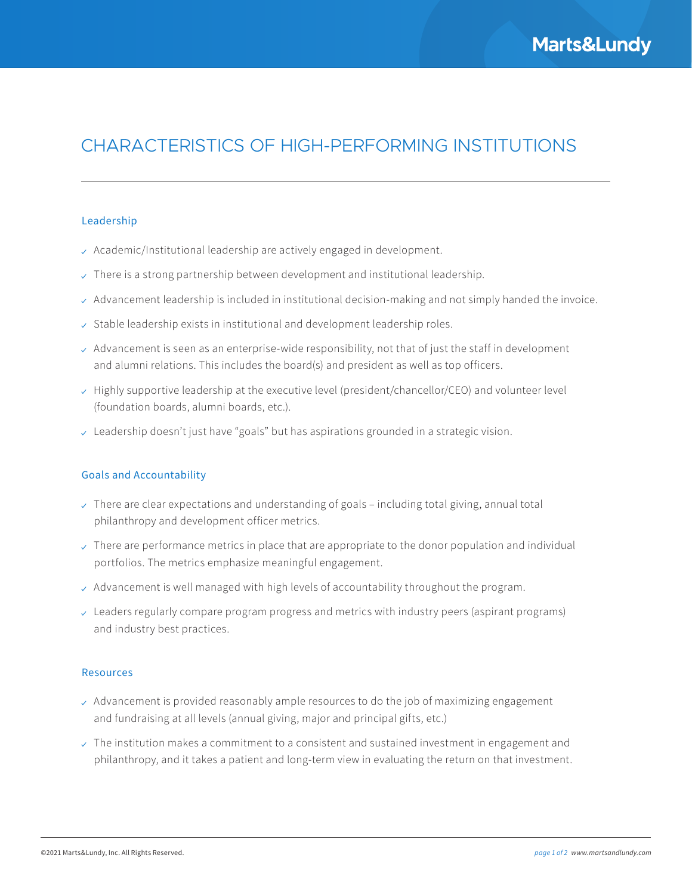# CHARACTERISTICS OF HIGH-PERFORMING INSTITUTIONS

## Leadership

- Academic/Institutional leadership are actively engaged in development.
- There is a strong partnership between development and institutional leadership.
- Advancement leadership is included in institutional decision-making and not simply handed the invoice.
- Stable leadership exists in institutional and development leadership roles.
- Advancement is seen as an enterprise-wide responsibility, not that of just the staff in development and alumni relations. This includes the board(s) and president as well as top officers.
- Highly supportive leadership at the executive level (president/chancellor/CEO) and volunteer level (foundation boards, alumni boards, etc.).
- Leadership doesn't just have "goals" but has aspirations grounded in a strategic vision.

## Goals and Accountability

- There are clear expectations and understanding of goals – including total giving, annual total philanthropy and development officer metrics.
- There are performance metrics in place that are appropriate to the donor population and individual portfolios. The metrics emphasize meaningful engagement.
- Advancement is well managed with high levels of accountability throughout the program.
- Leaders regularly compare program progress and metrics with industry peers (aspirant programs) and industry best practices.

## Resources

- Advancement is provided reasonably ample resources to do the job of maximizing engagement and fundraising at all levels (annual giving, major and principal gifts, etc.)
- The institution makes a commitment to a consistent and sustained investment in engagement and philanthropy, and it takes a patient and long-term view in evaluating the return on that investment.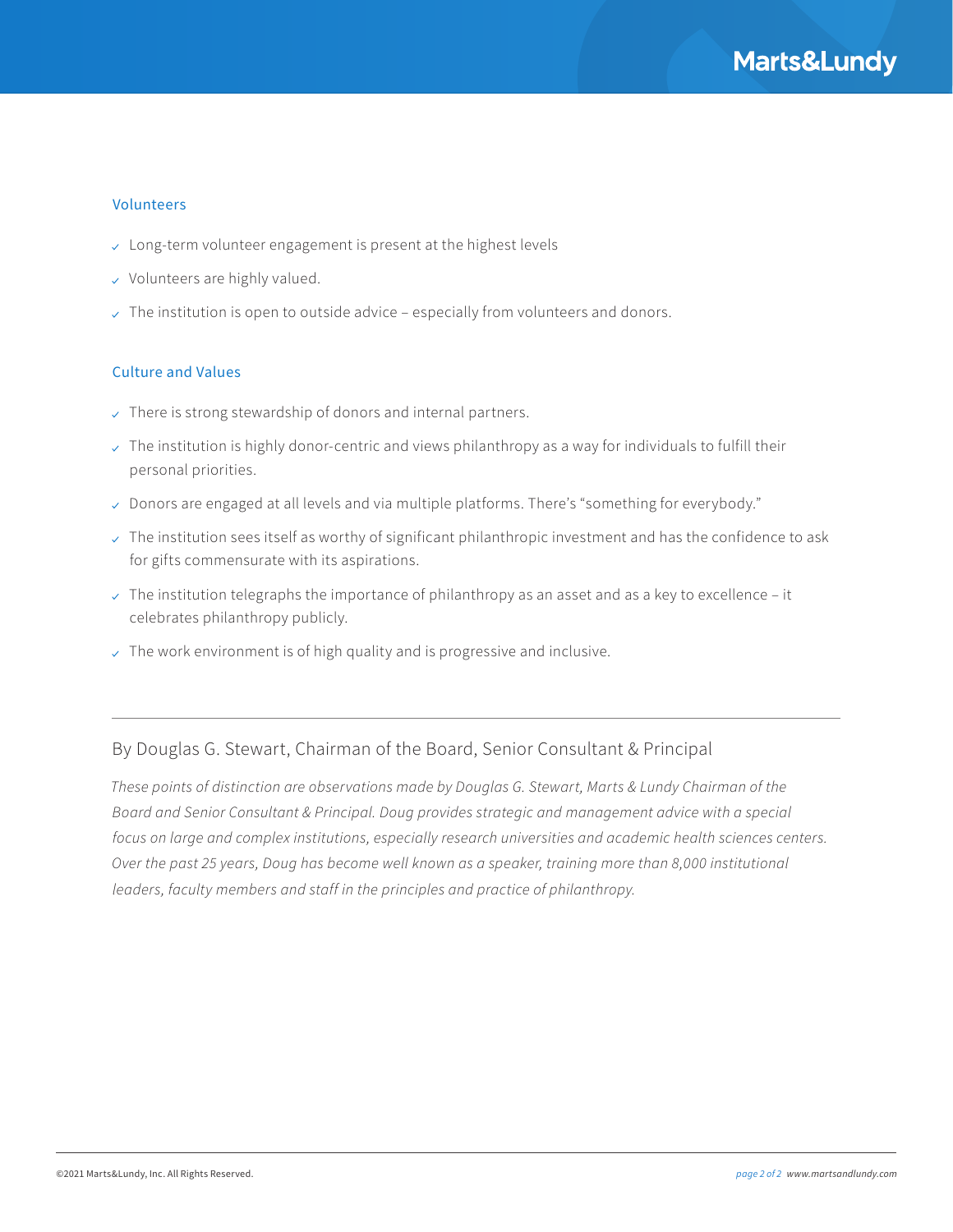### Volunteers

- Long-term volunteer engagement is present at the highest levels
- Volunteers are highly valued.
- The institution is open to outside advice – especially from volunteers and donors.

### Culture and Values

- There is strong stewardship of donors and internal partners.
- The institution is highly donor-centric and views philanthropy as a way for individuals to fulfill their personal priorities.
- Donors are engaged at all levels and via multiple platforms. There's "something for everybody."
- The institution sees itself as worthy of significant philanthropic investment and has the confidence to ask for gifts commensurate with its aspirations.
- The institution telegraphs the importance of philanthropy as an asset and as a key to excellence – it celebrates philanthropy publicly.
- The work environment is of high quality and is progressive and inclusive.

---

## By Douglas G. Stewart, Chairman of the Board, Senior Consultant & Principal

*These points of distinction are observations made by Douglas G. Stewart, Marts & Lundy Chairman of the Board and Senior Consultant & Principal. Doug provides strategic and management advice with a special focus on large and complex institutions, especially research universities and academic health sciences centers. Over the past 25 years, Doug has become well known as a speaker, training more than 8,000 institutional leaders, faculty members and staff in the principles and practice of philanthropy.*